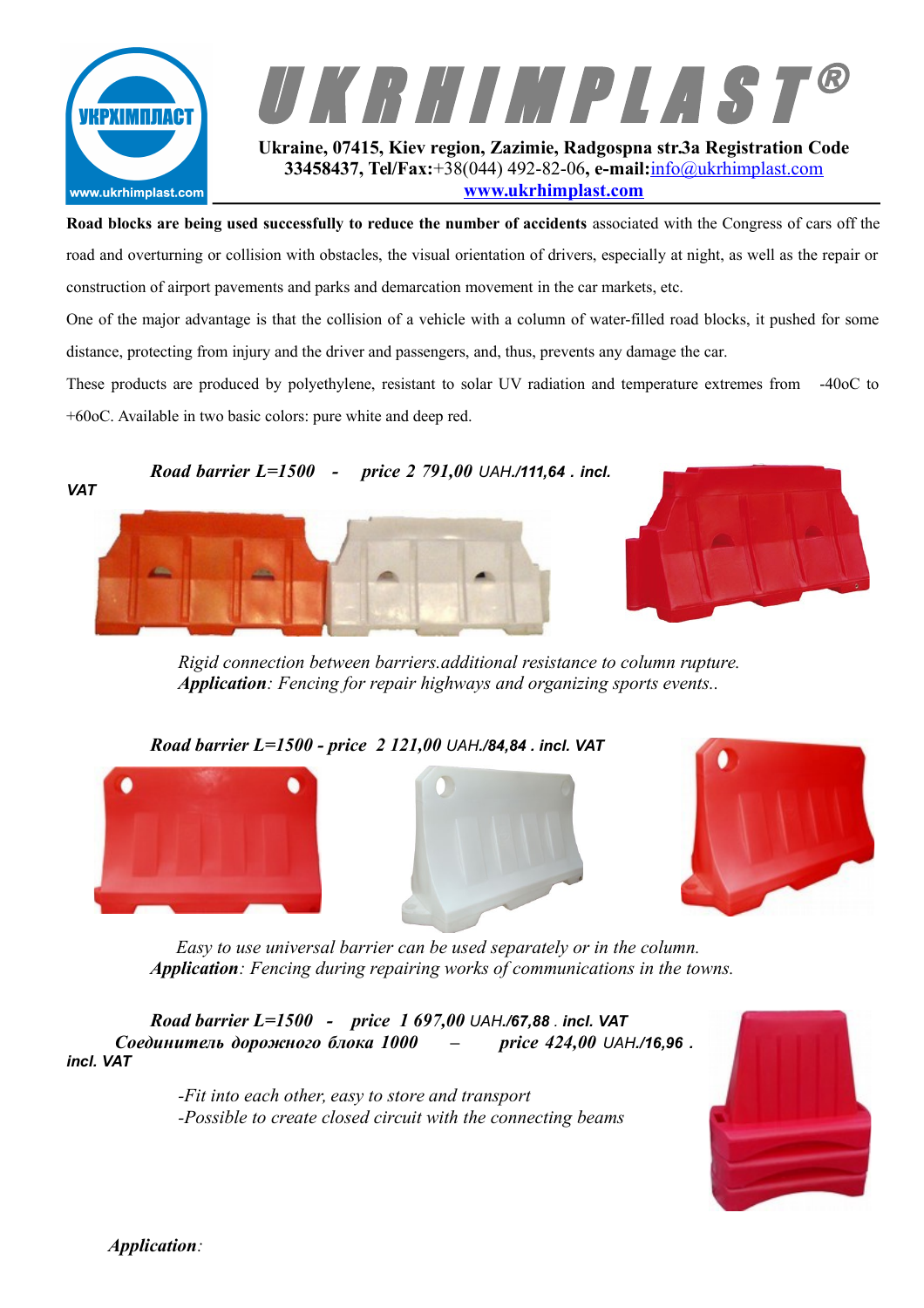# UKRHIMPLAST®

**Ukraine, 07415, Kiev region, Zazimie, Radgospna str.3a Registration Code 33458437, Tel/Fax:**+38(044) 492-82-06**, e-mail:**info@ukrhimplast.com
**www.ukrhimplast.com**

**Road blocks are being used successfully to reduce the number of accidents** associated with the Congress of cars off the road and overturning or collision with obstacles, the visual orientation of drivers, especially at night, as well as the repair or construction of airport pavements and parks and demarcation movement in the car markets, etc.

One of the major advantage is that the collision of a vehicle with a column of water-filled road blocks, it pushed for some distance, protecting from injury and the driver and passengers, and, thus, prevents any damage the car.

These products are produced by polyethylene, resistant to solar UV radiation and temperature extremes from -40oC to +60oC. Available in two basic colors: pure white and deep red.

***Road barrier L=1500 - price 2 791,00 UAH./111,64 . incl. VAT***

*Rigid connection between barriers.additional resistance to column rupture.*
***Application****: Fencing for repair highways and organizing sports events..*

***Road barrier L=1500 - price 2 121,00 UAH./84,84 . incl. VAT***

*Easy to use universal barrier can be used separately or in the column.*
***Application****: Fencing during repairing works of communications in the towns.*

***Road barrier L=1500 - price 1 697,00 UAH./67,88 . incl. VAT***
***Соединитель дорожного блока 1000 – price 424,00 UAH./16,96 . incl. VAT***

*-Fit into each other, easy to store and transport*
*-Possible to create closed circuit with the connecting beams*

***Application****:*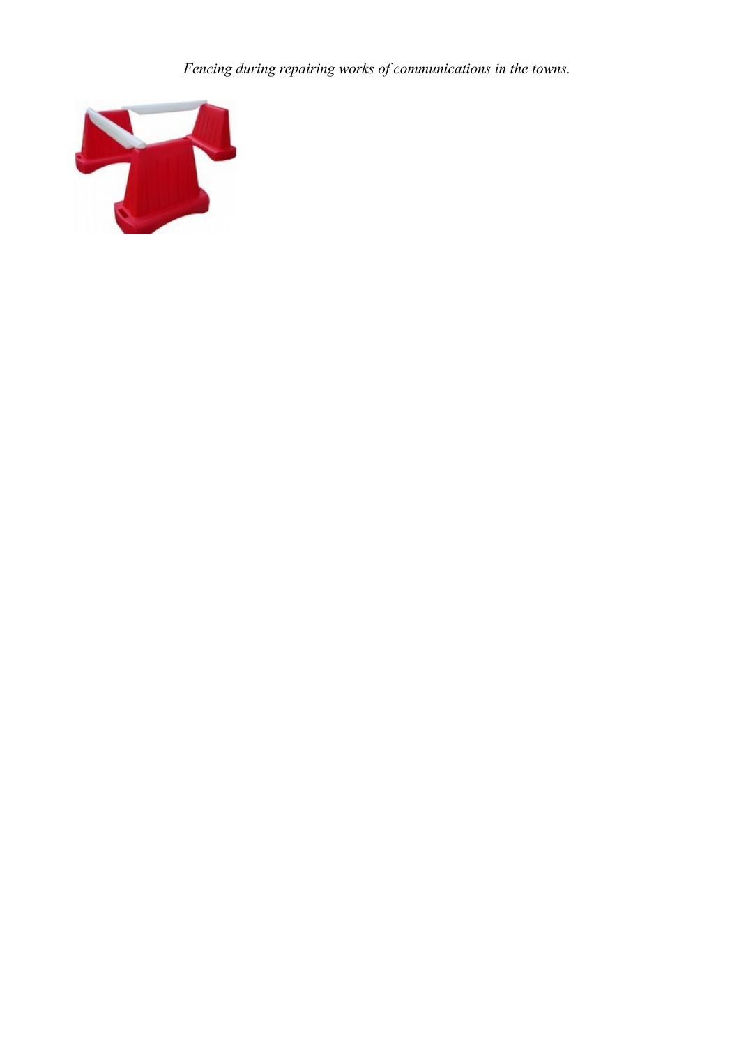*Fencing during repairing works of communications in the towns.*